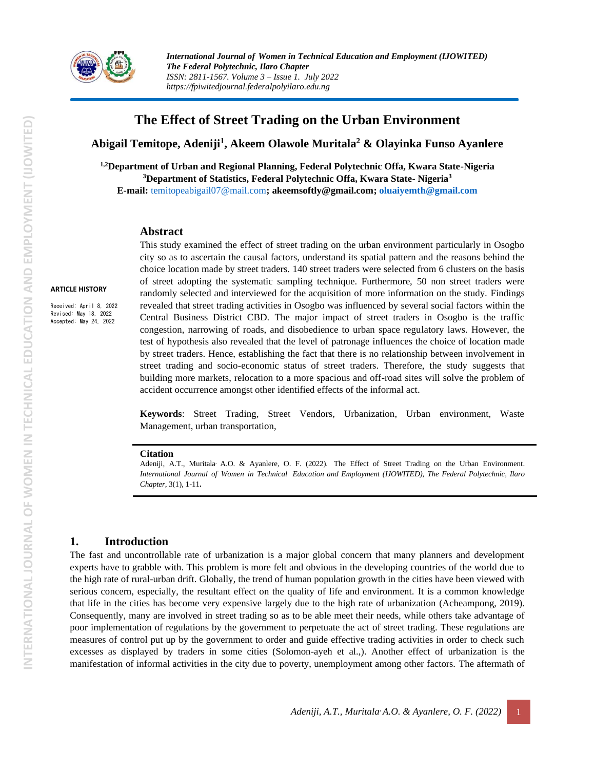# The Effect of Street Trading on the Urban Environment

**Abigail Temitope, Adeniji[1], Akeem Olawole Muritala[2] & Olayinka Funso Ayanlere**

[1,2]**Department of Urban and Regional Planning, Federal Polytechnic Offa, Kwara State-Nigeria**
[3]**Department of Statistics, Federal Polytechnic Offa, Kwara State- Nigeria[3]**
**E-mail:** temitopeabigail07@mail.com**; akeemsoftly@gmail.com; oluaiyemth@gmail.com**

**ARTICLE HISTORY**

Received: April 8, 2022
Revised: May 18, 2022
Accepted: May 24, 2022

## Abstract

This study examined the effect of street trading on the urban environment particularly in Osogbo city so as to ascertain the causal factors, understand its spatial pattern and the reasons behind the choice location made by street traders. 140 street traders were selected from 6 clusters on the basis of street adopting the systematic sampling technique. Furthermore, 50 non street traders were randomly selected and interviewed for the acquisition of more information on the study. Findings revealed that street trading activities in Osogbo was influenced by several social factors within the Central Business District CBD. The major impact of street traders in Osogbo is the traffic congestion, narrowing of roads, and disobedience to urban space regulatory laws. However, the test of hypothesis also revealed that the level of patronage influences the choice of location made by street traders. Hence, establishing the fact that there is no relationship between involvement in street trading and socio-economic status of street traders. Therefore, the study suggests that building more markets, relocation to a more spacious and off-road sites will solve the problem of accident occurrence amongst other identified effects of the informal act.

**Keywords**: Street Trading, Street Vendors, Urbanization, Urban environment, Waste Management, urban transportation,

**Citation**

Adeniji, A.T., Muritala, A.O. & Ayanlere, O. F. (2022). The Effect of Street Trading on the Urban Environment. *International Journal of Women in Technical Education and Employment (IJOWITED), The Federal Polytechnic, Ilaro Chapter*, 3(1), 1-11**.**

## 1. Introduction

The fast and uncontrollable rate of urbanization is a major global concern that many planners and development experts have to grabble with. This problem is more felt and obvious in the developing countries of the world due to the high rate of rural-urban drift. Globally, the trend of human population growth in the cities have been viewed with serious concern, especially, the resultant effect on the quality of life and environment. It is a common knowledge that life in the cities has become very expensive largely due to the high rate of urbanization (Acheampong, 2019). Consequently, many are involved in street trading so as to be able meet their needs, while others take advantage of poor implementation of regulations by the government to perpetuate the act of street trading. These regulations are measures of control put up by the government to order and guide effective trading activities in order to check such excesses as displayed by traders in some cities (Solomon-ayeh et al.,). Another effect of urbanization is the manifestation of informal activities in the city due to poverty, unemployment among other factors. The aftermath of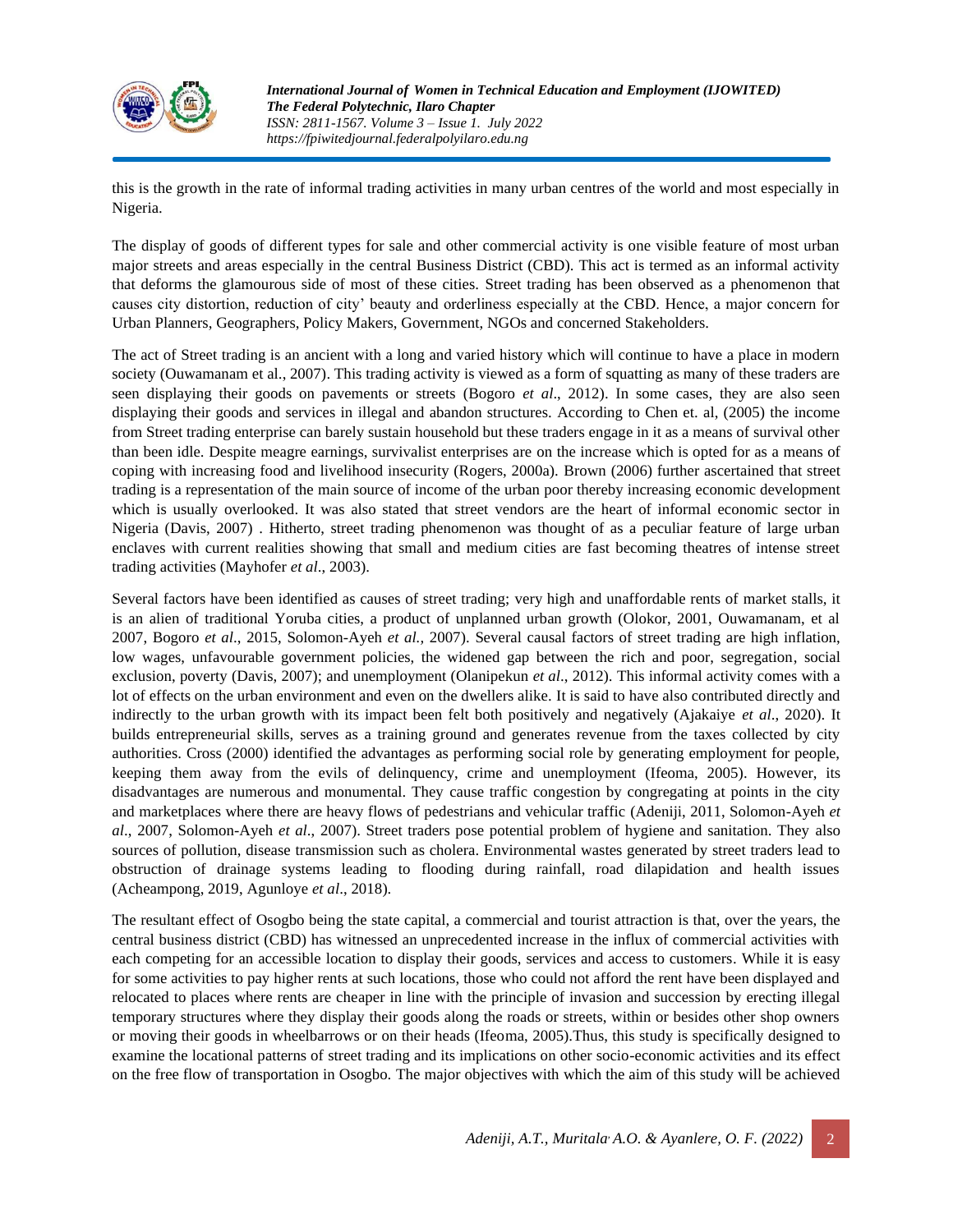this is the growth in the rate of informal trading activities in many urban centres of the world and most especially in Nigeria.

The display of goods of different types for sale and other commercial activity is one visible feature of most urban major streets and areas especially in the central Business District (CBD). This act is termed as an informal activity that deforms the glamourous side of most of these cities. Street trading has been observed as a phenomenon that causes city distortion, reduction of city' beauty and orderliness especially at the CBD. Hence, a major concern for Urban Planners, Geographers, Policy Makers, Government, NGOs and concerned Stakeholders.

The act of Street trading is an ancient with a long and varied history which will continue to have a place in modern society (Ouwamanam et al., 2007). This trading activity is viewed as a form of squatting as many of these traders are seen displaying their goods on pavements or streets (Bogoro *et al*., 2012). In some cases, they are also seen displaying their goods and services in illegal and abandon structures. According to Chen et. al, (2005) the income from Street trading enterprise can barely sustain household but these traders engage in it as a means of survival other than been idle. Despite meagre earnings, survivalist enterprises are on the increase which is opted for as a means of coping with increasing food and livelihood insecurity (Rogers, 2000a). Brown (2006) further ascertained that street trading is a representation of the main source of income of the urban poor thereby increasing economic development which is usually overlooked. It was also stated that street vendors are the heart of informal economic sector in Nigeria (Davis, 2007) . Hitherto, street trading phenomenon was thought of as a peculiar feature of large urban enclaves with current realities showing that small and medium cities are fast becoming theatres of intense street trading activities (Mayhofer *et al*., 2003).

Several factors have been identified as causes of street trading; very high and unaffordable rents of market stalls, it is an alien of traditional Yoruba cities, a product of unplanned urban growth (Olokor, 2001, Ouwamanam, et al 2007, Bogoro *et al*., 2015, Solomon-Ayeh *et al.*, 2007). Several causal factors of street trading are high inflation, low wages, unfavourable government policies, the widened gap between the rich and poor, segregation, social exclusion, poverty (Davis, 2007); and unemployment (Olanipekun *et al*., 2012). This informal activity comes with a lot of effects on the urban environment and even on the dwellers alike. It is said to have also contributed directly and indirectly to the urban growth with its impact been felt both positively and negatively (Ajakaiye *et al*., 2020). It builds entrepreneurial skills, serves as a training ground and generates revenue from the taxes collected by city authorities. Cross (2000) identified the advantages as performing social role by generating employment for people, keeping them away from the evils of delinquency, crime and unemployment (Ifeoma, 2005). However, its disadvantages are numerous and monumental. They cause traffic congestion by congregating at points in the city and marketplaces where there are heavy flows of pedestrians and vehicular traffic (Adeniji, 2011, Solomon-Ayeh *et al*., 2007, Solomon-Ayeh *et al*., 2007). Street traders pose potential problem of hygiene and sanitation. They also sources of pollution, disease transmission such as cholera. Environmental wastes generated by street traders lead to obstruction of drainage systems leading to flooding during rainfall, road dilapidation and health issues (Acheampong, 2019, Agunloye *et al*., 2018).

The resultant effect of Osogbo being the state capital, a commercial and tourist attraction is that, over the years, the central business district (CBD) has witnessed an unprecedented increase in the influx of commercial activities with each competing for an accessible location to display their goods, services and access to customers. While it is easy for some activities to pay higher rents at such locations, those who could not afford the rent have been displayed and relocated to places where rents are cheaper in line with the principle of invasion and succession by erecting illegal temporary structures where they display their goods along the roads or streets, within or besides other shop owners or moving their goods in wheelbarrows or on their heads (Ifeoma, 2005).Thus, this study is specifically designed to examine the locational patterns of street trading and its implications on other socio-economic activities and its effect on the free flow of transportation in Osogbo. The major objectives with which the aim of this study will be achieved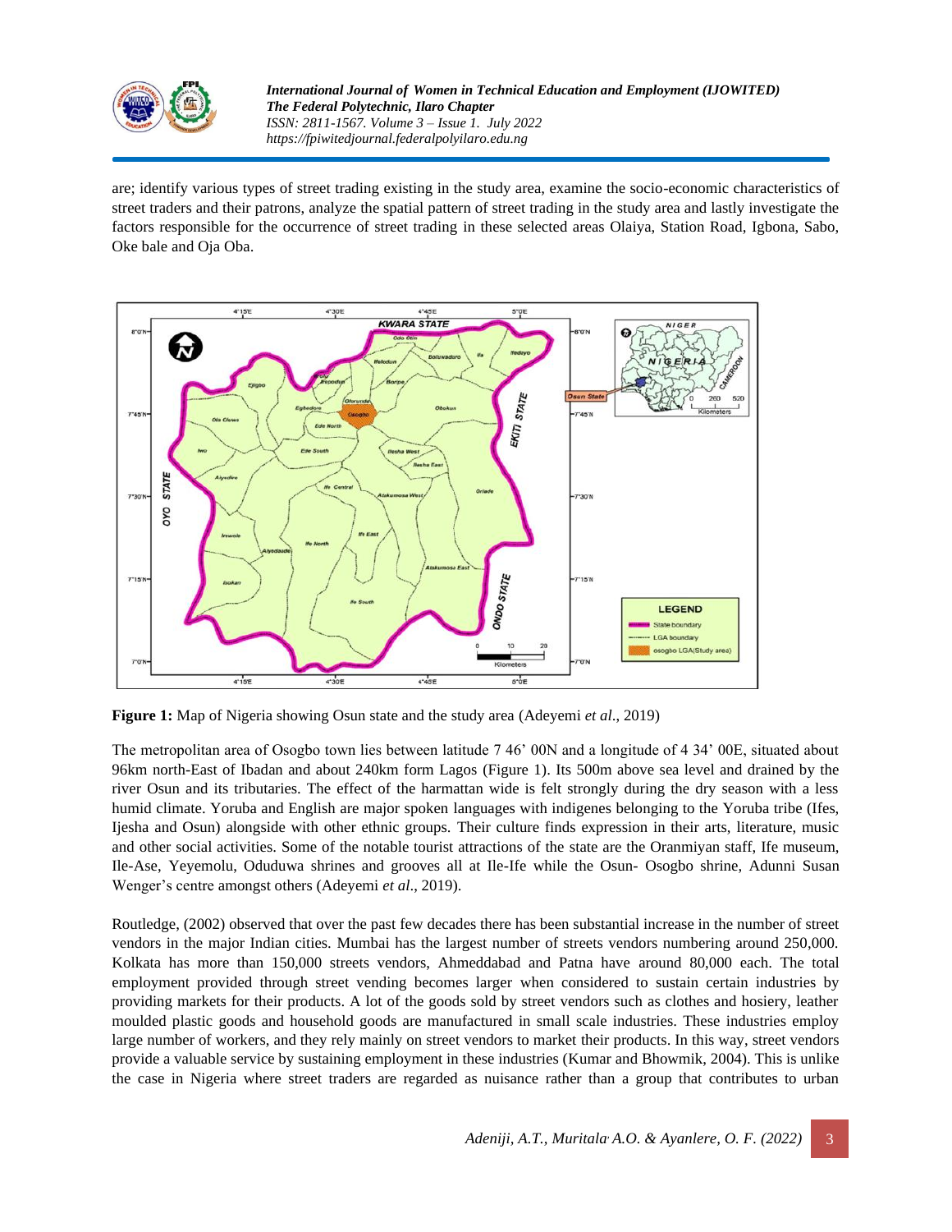are; identify various types of street trading existing in the study area, examine the socio-economic characteristics of street traders and their patrons, analyze the spatial pattern of street trading in the study area and lastly investigate the factors responsible for the occurrence of street trading in these selected areas Olaiya, Station Road, Igbona, Sabo, Oke bale and Oja Oba.

**Figure 1:** Map of Nigeria showing Osun state and the study area (Adeyemi *et al*., 2019)

The metropolitan area of Osogbo town lies between latitude 7 46' 00N and a longitude of 4 34' 00E, situated about 96km north-East of Ibadan and about 240km form Lagos (Figure 1). Its 500m above sea level and drained by the river Osun and its tributaries. The effect of the harmattan wide is felt strongly during the dry season with a less humid climate. Yoruba and English are major spoken languages with indigenes belonging to the Yoruba tribe (Ifes, Ijesha and Osun) alongside with other ethnic groups. Their culture finds expression in their arts, literature, music and other social activities. Some of the notable tourist attractions of the state are the Oranmiyan staff, Ife museum, Ile-Ase, Yeyemolu, Oduduwa shrines and grooves all at Ile-Ife while the Osun- Osogbo shrine, Adunni Susan Wenger's centre amongst others (Adeyemi *et al*., 2019).

Routledge, (2002) observed that over the past few decades there has been substantial increase in the number of street vendors in the major Indian cities. Mumbai has the largest number of streets vendors numbering around 250,000. Kolkata has more than 150,000 streets vendors, Ahmeddabad and Patna have around 80,000 each. The total employment provided through street vending becomes larger when considered to sustain certain industries by providing markets for their products. A lot of the goods sold by street vendors such as clothes and hosiery, leather moulded plastic goods and household goods are manufactured in small scale industries. These industries employ large number of workers, and they rely mainly on street vendors to market their products. In this way, street vendors provide a valuable service by sustaining employment in these industries (Kumar and Bhowmik, 2004). This is unlike the case in Nigeria where street traders are regarded as nuisance rather than a group that contributes to urban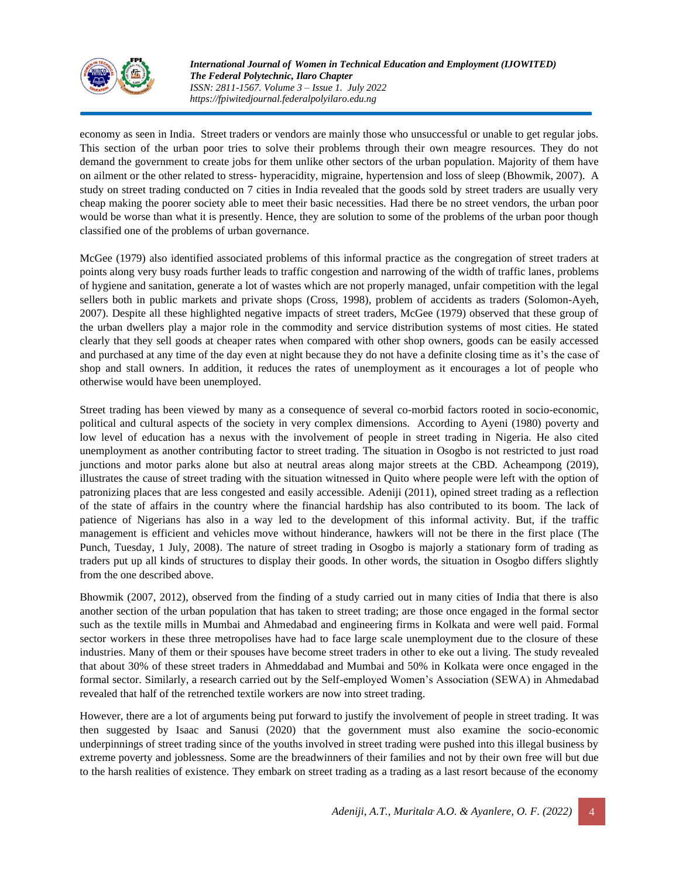economy as seen in India. Street traders or vendors are mainly those who unsuccessful or unable to get regular jobs. This section of the urban poor tries to solve their problems through their own meagre resources. They do not demand the government to create jobs for them unlike other sectors of the urban population. Majority of them have on ailment or the other related to stress- hyperacidity, migraine, hypertension and loss of sleep (Bhowmik, 2007). A study on street trading conducted on 7 cities in India revealed that the goods sold by street traders are usually very cheap making the poorer society able to meet their basic necessities. Had there be no street vendors, the urban poor would be worse than what it is presently. Hence, they are solution to some of the problems of the urban poor though classified one of the problems of urban governance.

McGee (1979) also identified associated problems of this informal practice as the congregation of street traders at points along very busy roads further leads to traffic congestion and narrowing of the width of traffic lanes, problems of hygiene and sanitation, generate a lot of wastes which are not properly managed, unfair competition with the legal sellers both in public markets and private shops (Cross, 1998), problem of accidents as traders (Solomon-Ayeh, 2007). Despite all these highlighted negative impacts of street traders, McGee (1979) observed that these group of the urban dwellers play a major role in the commodity and service distribution systems of most cities. He stated clearly that they sell goods at cheaper rates when compared with other shop owners, goods can be easily accessed and purchased at any time of the day even at night because they do not have a definite closing time as it's the case of shop and stall owners. In addition, it reduces the rates of unemployment as it encourages a lot of people who otherwise would have been unemployed.

Street trading has been viewed by many as a consequence of several co-morbid factors rooted in socio-economic, political and cultural aspects of the society in very complex dimensions. According to Ayeni (1980) poverty and low level of education has a nexus with the involvement of people in street trading in Nigeria. He also cited unemployment as another contributing factor to street trading. The situation in Osogbo is not restricted to just road junctions and motor parks alone but also at neutral areas along major streets at the CBD. Acheampong (2019), illustrates the cause of street trading with the situation witnessed in Quito where people were left with the option of patronizing places that are less congested and easily accessible. Adeniji (2011), opined street trading as a reflection of the state of affairs in the country where the financial hardship has also contributed to its boom. The lack of patience of Nigerians has also in a way led to the development of this informal activity. But, if the traffic management is efficient and vehicles move without hinderance, hawkers will not be there in the first place (The Punch, Tuesday, 1 July, 2008). The nature of street trading in Osogbo is majorly a stationary form of trading as traders put up all kinds of structures to display their goods. In other words, the situation in Osogbo differs slightly from the one described above.

Bhowmik (2007, 2012), observed from the finding of a study carried out in many cities of India that there is also another section of the urban population that has taken to street trading; are those once engaged in the formal sector such as the textile mills in Mumbai and Ahmedabad and engineering firms in Kolkata and were well paid. Formal sector workers in these three metropolises have had to face large scale unemployment due to the closure of these industries. Many of them or their spouses have become street traders in other to eke out a living. The study revealed that about 30% of these street traders in Ahmeddabad and Mumbai and 50% in Kolkata were once engaged in the formal sector. Similarly, a research carried out by the Self-employed Women's Association (SEWA) in Ahmedabad revealed that half of the retrenched textile workers are now into street trading.

However, there are a lot of arguments being put forward to justify the involvement of people in street trading. It was then suggested by Isaac and Sanusi (2020) that the government must also examine the socio-economic underpinnings of street trading since of the youths involved in street trading were pushed into this illegal business by extreme poverty and joblessness. Some are the breadwinners of their families and not by their own free will but due to the harsh realities of existence. They embark on street trading as a trading as a last resort because of the economy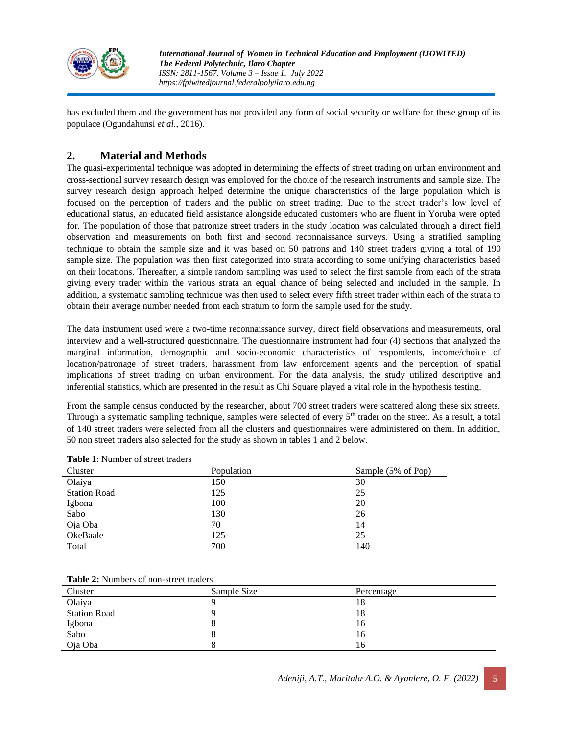has excluded them and the government has not provided any form of social security or welfare for these group of its populace (Ogundahunsi *et al.*, 2016).

## 2. Material and Methods

The quasi-experimental technique was adopted in determining the effects of street trading on urban environment and cross-sectional survey research design was employed for the choice of the research instruments and sample size. The survey research design approach helped determine the unique characteristics of the large population which is focused on the perception of traders and the public on street trading. Due to the street trader's low level of educational status, an educated field assistance alongside educated customers who are fluent in Yoruba were opted for. The population of those that patronize street traders in the study location was calculated through a direct field observation and measurements on both first and second reconnaissance surveys. Using a stratified sampling technique to obtain the sample size and it was based on 50 patrons and 140 street traders giving a total of 190 sample size. The population was then first categorized into strata according to some unifying characteristics based on their locations. Thereafter, a simple random sampling was used to select the first sample from each of the strata giving every trader within the various strata an equal chance of being selected and included in the sample. In addition, a systematic sampling technique was then used to select every fifth street trader within each of the strata to obtain their average number needed from each stratum to form the sample used for the study.

The data instrument used were a two-time reconnaissance survey, direct field observations and measurements, oral interview and a well-structured questionnaire. The questionnaire instrument had four (4) sections that analyzed the marginal information, demographic and socio-economic characteristics of respondents, income/choice of location/patronage of street traders, harassment from law enforcement agents and the perception of spatial implications of street trading on urban environment. For the data analysis, the study utilized descriptive and inferential statistics, which are presented in the result as Chi Square played a vital role in the hypothesis testing.

From the sample census conducted by the researcher, about 700 street traders were scattered along these six streets. Through a systematic sampling technique, samples were selected of every 5th trader on the street. As a result, a total of 140 street traders were selected from all the clusters and questionnaires were administered on them. In addition, 50 non street traders also selected for the study as shown in tables 1 and 2 below.

**Table 1**: Number of street traders

| Cluster | Population | Sample (5% of Pop) |
|---|---|---|
| Olaiya | 150 | 30 |
| Station Road | 125 | 25 |
| Igbona | 100 | 20 |
| Sabo | 130 | 26 |
| Oja Oba | 70 | 14 |
| OkeBaale | 125 | 25 |
| Total | 700 | 140 |

**Table 2:** Numbers of non-street traders

| Cluster | Sample Size | Percentage |
|---|---|---|
| Olaiya | 9 | 18 |
| Station Road | 9 | 18 |
| Igbona | 8 | 16 |
| Sabo | 8 | 16 |
| Oja Oba | 8 | 16 |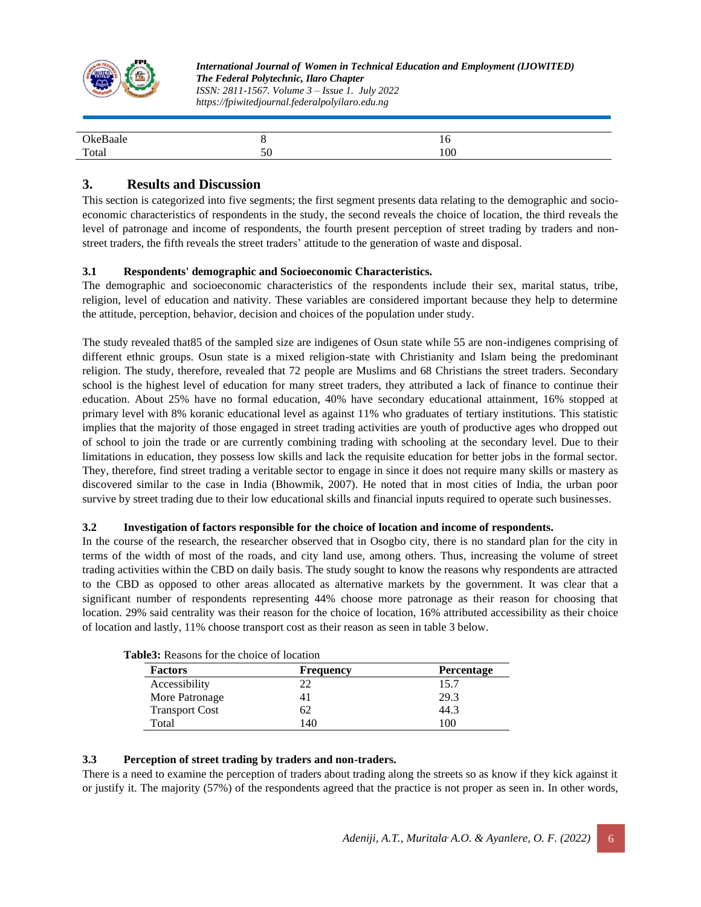| OkeBaale | 8 | 16 |
|---|---|---|
| Total | 50 | 100 |

## 3. Results and Discussion

This section is categorized into five segments; the first segment presents data relating to the demographic and socio-economic characteristics of respondents in the study, the second reveals the choice of location, the third reveals the level of patronage and income of respondents, the fourth present perception of street trading by traders and non-street traders, the fifth reveals the street traders' attitude to the generation of waste and disposal.

### 3.1 Respondents' demographic and Socioeconomic Characteristics.

The demographic and socioeconomic characteristics of the respondents include their sex, marital status, tribe, religion, level of education and nativity. These variables are considered important because they help to determine the attitude, perception, behavior, decision and choices of the population under study.

The study revealed that85 of the sampled size are indigenes of Osun state while 55 are non-indigenes comprising of different ethnic groups. Osun state is a mixed religion-state with Christianity and Islam being the predominant religion. The study, therefore, revealed that 72 people are Muslims and 68 Christians the street traders. Secondary school is the highest level of education for many street traders, they attributed a lack of finance to continue their education. About 25% have no formal education, 40% have secondary educational attainment, 16% stopped at primary level with 8% koranic educational level as against 11% who graduates of tertiary institutions. This statistic implies that the majority of those engaged in street trading activities are youth of productive ages who dropped out of school to join the trade or are currently combining trading with schooling at the secondary level. Due to their limitations in education, they possess low skills and lack the requisite education for better jobs in the formal sector. They, therefore, find street trading a veritable sector to engage in since it does not require many skills or mastery as discovered similar to the case in India (Bhowmik, 2007). He noted that in most cities of India, the urban poor survive by street trading due to their low educational skills and financial inputs required to operate such businesses.

### 3.2 Investigation of factors responsible for the choice of location and income of respondents.

In the course of the research, the researcher observed that in Osogbo city, there is no standard plan for the city in terms of the width of most of the roads, and city land use, among others. Thus, increasing the volume of street trading activities within the CBD on daily basis. The study sought to know the reasons why respondents are attracted to the CBD as opposed to other areas allocated as alternative markets by the government. It was clear that a significant number of respondents representing 44% choose more patronage as their reason for choosing that location. 29% said centrality was their reason for the choice of location, 16% attributed accessibility as their choice of location and lastly, 11% choose transport cost as their reason as seen in table 3 below.

**Table3:** Reasons for the choice of location

| Factors | Frequency | Percentage |
|---|---|---|
| Accessibility | 22 | 15.7 |
| More Patronage | 41 | 29.3 |
| Transport Cost | 62 | 44.3 |
| Total | 140 | 100 |

### 3.3 Perception of street trading by traders and non-traders.

There is a need to examine the perception of traders about trading along the streets so as know if they kick against it or justify it. The majority (57%) of the respondents agreed that the practice is not proper as seen in. In other words,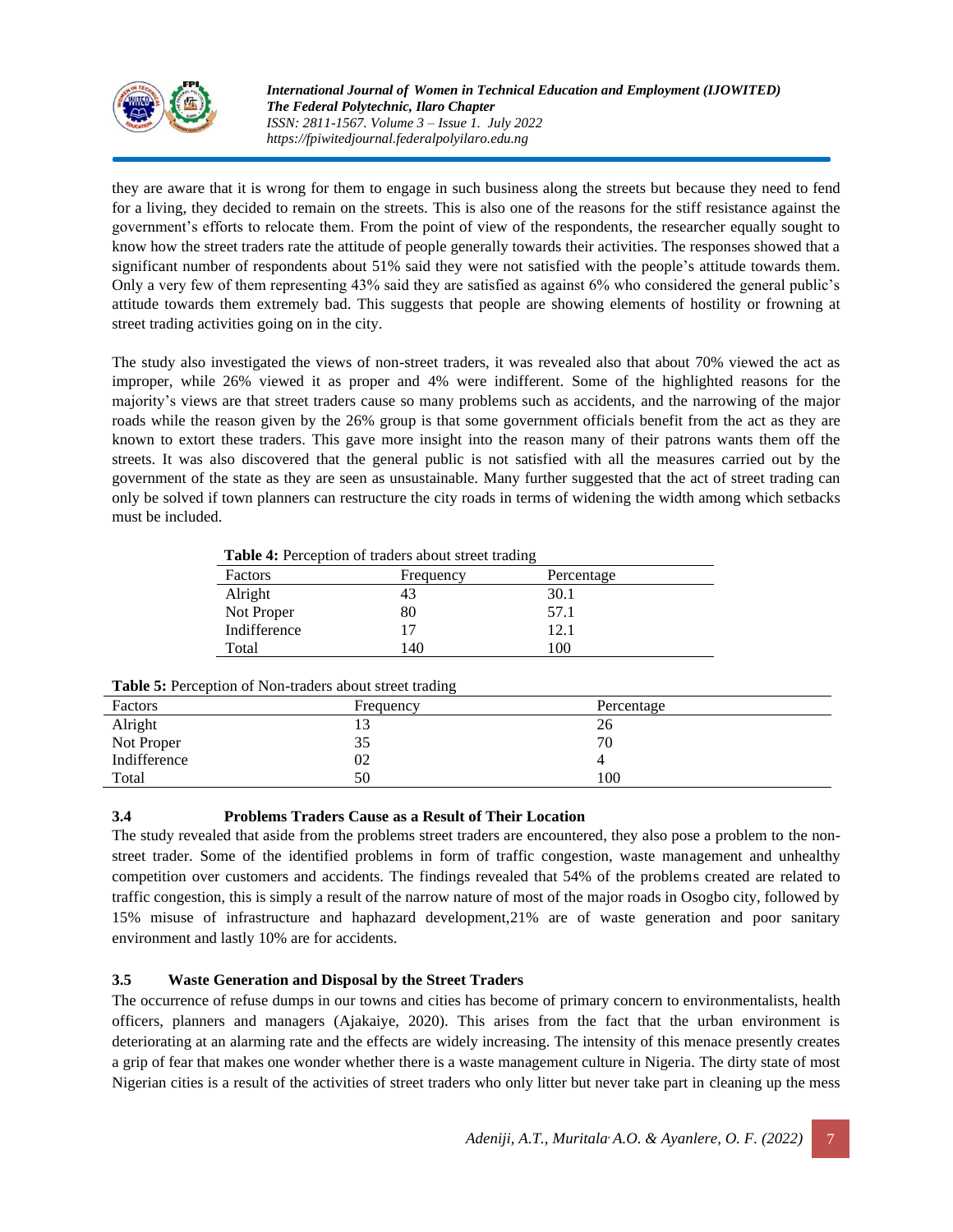they are aware that it is wrong for them to engage in such business along the streets but because they need to fend for a living, they decided to remain on the streets. This is also one of the reasons for the stiff resistance against the government's efforts to relocate them. From the point of view of the respondents, the researcher equally sought to know how the street traders rate the attitude of people generally towards their activities. The responses showed that a significant number of respondents about 51% said they were not satisfied with the people's attitude towards them. Only a very few of them representing 43% said they are satisfied as against 6% who considered the general public's attitude towards them extremely bad. This suggests that people are showing elements of hostility or frowning at street trading activities going on in the city.

The study also investigated the views of non-street traders, it was revealed also that about 70% viewed the act as improper, while 26% viewed it as proper and 4% were indifferent. Some of the highlighted reasons for the majority's views are that street traders cause so many problems such as accidents, and the narrowing of the major roads while the reason given by the 26% group is that some government officials benefit from the act as they are known to extort these traders. This gave more insight into the reason many of their patrons wants them off the streets. It was also discovered that the general public is not satisfied with all the measures carried out by the government of the state as they are seen as unsustainable. Many further suggested that the act of street trading can only be solved if town planners can restructure the city roads in terms of widening the width among which setbacks must be included.

**Table 4:** Perception of traders about street trading

| Factors | Frequency | Percentage |
|---|---|---|
| Alright | 43 | 30.1 |
| Not Proper | 80 | 57.1 |
| Indifference | 17 | 12.1 |
| Total | 140 | 100 |

**Table 5:** Perception of Non-traders about street trading

| Factors | Frequency | Percentage |
|---|---|---|
| Alright | 13 | 26 |
| Not Proper | 35 | 70 |
| Indifference | 02 | 4 |
| Total | 50 | 100 |

### 3.4 Problems Traders Cause as a Result of Their Location

The study revealed that aside from the problems street traders are encountered, they also pose a problem to the non-street trader. Some of the identified problems in form of traffic congestion, waste management and unhealthy competition over customers and accidents. The findings revealed that 54% of the problems created are related to traffic congestion, this is simply a result of the narrow nature of most of the major roads in Osogbo city, followed by 15% misuse of infrastructure and haphazard development,21% are of waste generation and poor sanitary environment and lastly 10% are for accidents.

### 3.5 Waste Generation and Disposal by the Street Traders

The occurrence of refuse dumps in our towns and cities has become of primary concern to environmentalists, health officers, planners and managers (Ajakaiye, 2020). This arises from the fact that the urban environment is deteriorating at an alarming rate and the effects are widely increasing. The intensity of this menace presently creates a grip of fear that makes one wonder whether there is a waste management culture in Nigeria. The dirty state of most Nigerian cities is a result of the activities of street traders who only litter but never take part in cleaning up the mess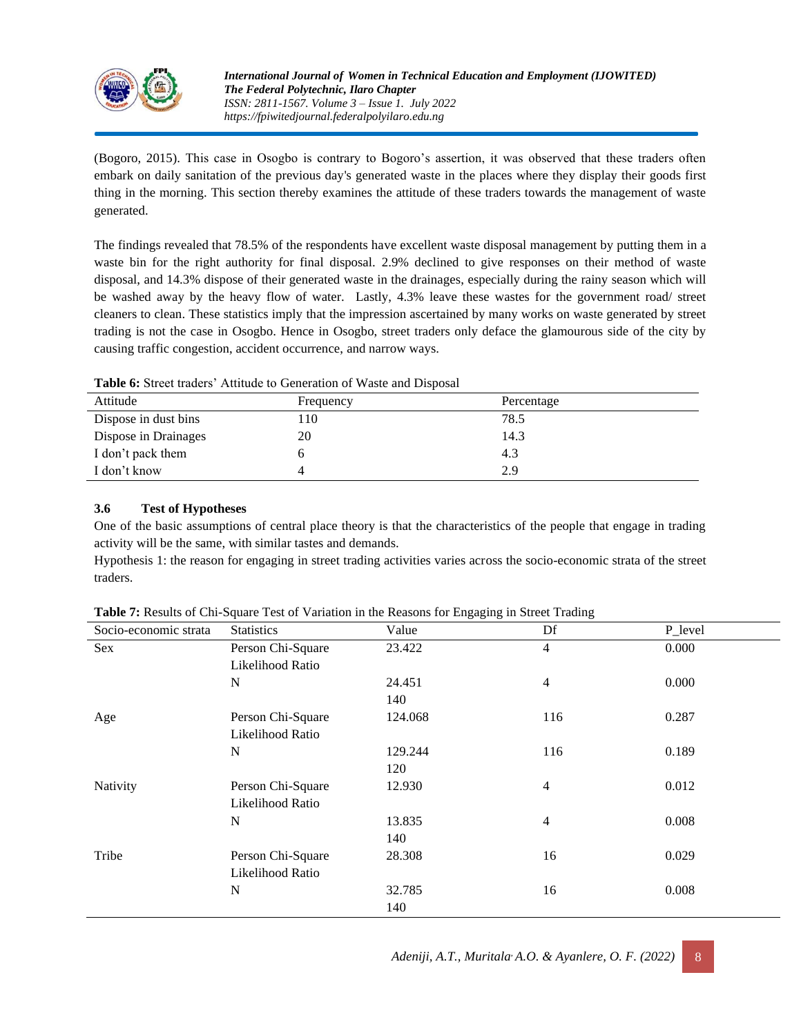(Bogoro, 2015). This case in Osogbo is contrary to Bogoro's assertion, it was observed that these traders often embark on daily sanitation of the previous day's generated waste in the places where they display their goods first thing in the morning. This section thereby examines the attitude of these traders towards the management of waste generated.

The findings revealed that 78.5% of the respondents have excellent waste disposal management by putting them in a waste bin for the right authority for final disposal. 2.9% declined to give responses on their method of waste disposal, and 14.3% dispose of their generated waste in the drainages, especially during the rainy season which will be washed away by the heavy flow of water. Lastly, 4.3% leave these wastes for the government road/ street cleaners to clean. These statistics imply that the impression ascertained by many works on waste generated by street trading is not the case in Osogbo. Hence in Osogbo, street traders only deface the glamourous side of the city by causing traffic congestion, accident occurrence, and narrow ways.

**Table 6:** Street traders' Attitude to Generation of Waste and Disposal

| Attitude | Frequency | Percentage |
|---|---|---|
| Dispose in dust bins | 110 | 78.5 |
| Dispose in Drainages | 20 | 14.3 |
| I don't pack them | 6 | 4.3 |
| I don't know | 4 | 2.9 |

### 3.6 Test of Hypotheses

One of the basic assumptions of central place theory is that the characteristics of the people that engage in trading activity will be the same, with similar tastes and demands.

Hypothesis 1: the reason for engaging in street trading activities varies across the socio-economic strata of the street traders.

**Table 7:** Results of Chi-Square Test of Variation in the Reasons for Engaging in Street Trading

| Socio-economic strata | Statistics | Value | Df | P_level |
|---|---|---|---|---|
| Sex | Person Chi-Square | 23.422 | 4 | 0.000 |
| | Likelihood Ratio | | | |
| | N | 24.451 | 4 | 0.000 |
| | | 140 | | |
| Age | Person Chi-Square | 124.068 | 116 | 0.287 |
| | Likelihood Ratio | | | |
| | N | 129.244 | 116 | 0.189 |
| | | 120 | | |
| Nativity | Person Chi-Square | 12.930 | 4 | 0.012 |
| | Likelihood Ratio | | | |
| | N | 13.835 | 4 | 0.008 |
| | | 140 | | |
| Tribe | Person Chi-Square | 28.308 | 16 | 0.029 |
| | Likelihood Ratio | | | |
| | N | 32.785 | 16 | 0.008 |
| | | 140 | | |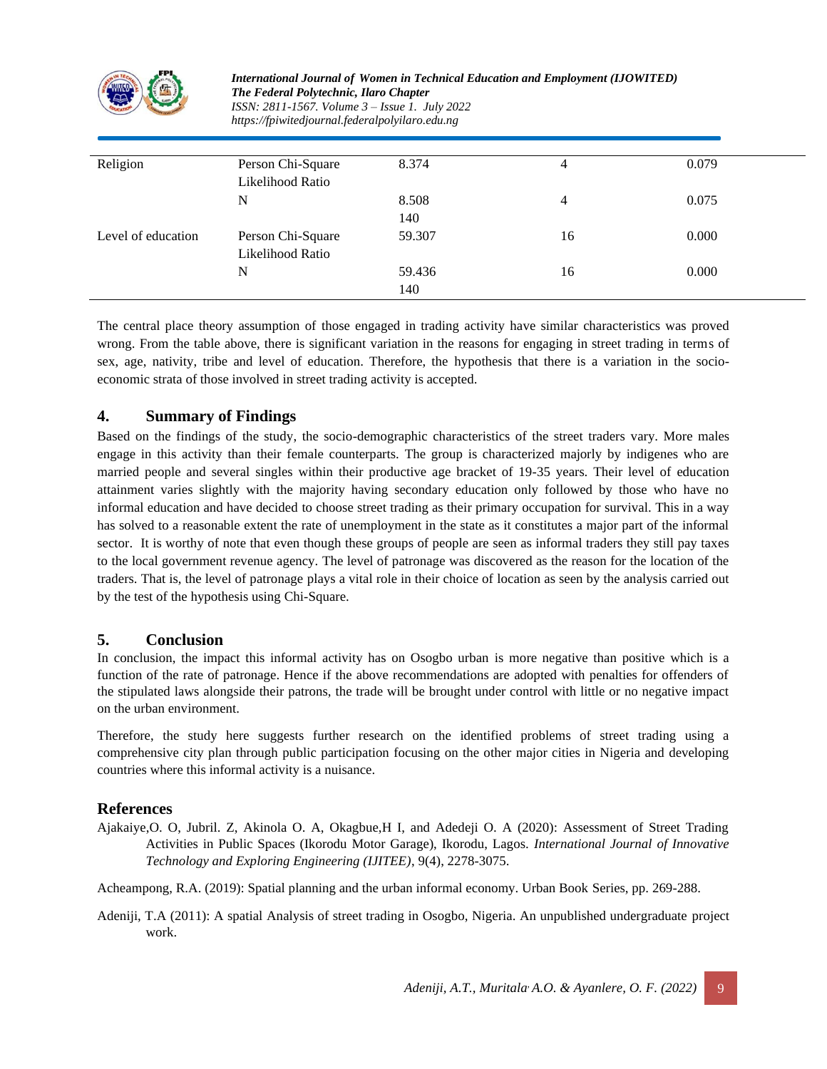| Religion | Person Chi-Square<br>Likelihood Ratio | 8.374 | 4 | 0.079 |
|---|---|---|---|---|
| | N | 8.508<br>140 | 4 | 0.075 |
| Level of education | Person Chi-Square<br>Likelihood Ratio | 59.307 | 16 | 0.000 |
| | N | 59.436<br>140 | 16 | 0.000 |

The central place theory assumption of those engaged in trading activity have similar characteristics was proved wrong. From the table above, there is significant variation in the reasons for engaging in street trading in terms of sex, age, nativity, tribe and level of education. Therefore, the hypothesis that there is a variation in the socio-economic strata of those involved in street trading activity is accepted.

## 4. Summary of Findings

Based on the findings of the study, the socio-demographic characteristics of the street traders vary. More males engage in this activity than their female counterparts. The group is characterized majorly by indigenes who are married people and several singles within their productive age bracket of 19-35 years. Their level of education attainment varies slightly with the majority having secondary education only followed by those who have no informal education and have decided to choose street trading as their primary occupation for survival. This in a way has solved to a reasonable extent the rate of unemployment in the state as it constitutes a major part of the informal sector. It is worthy of note that even though these groups of people are seen as informal traders they still pay taxes to the local government revenue agency. The level of patronage was discovered as the reason for the location of the traders. That is, the level of patronage plays a vital role in their choice of location as seen by the analysis carried out by the test of the hypothesis using Chi-Square.

## 5. Conclusion

In conclusion, the impact this informal activity has on Osogbo urban is more negative than positive which is a function of the rate of patronage. Hence if the above recommendations are adopted with penalties for offenders of the stipulated laws alongside their patrons, the trade will be brought under control with little or no negative impact on the urban environment.

Therefore, the study here suggests further research on the identified problems of street trading using a comprehensive city plan through public participation focusing on the other major cities in Nigeria and developing countries where this informal activity is a nuisance.

## References

Ajakaiye,O. O, Jubril. Z, Akinola O. A, Okagbue,H I, and Adedeji O. A (2020): Assessment of Street Trading Activities in Public Spaces (Ikorodu Motor Garage), Ikorodu, Lagos. *International Journal of Innovative Technology and Exploring Engineering (IJITEE)*, 9(4), 2278-3075.

Acheampong, R.A. (2019): Spatial planning and the urban informal economy. Urban Book Series, pp. 269-288.

Adeniji, T.A (2011): A spatial Analysis of street trading in Osogbo, Nigeria. An unpublished undergraduate project work.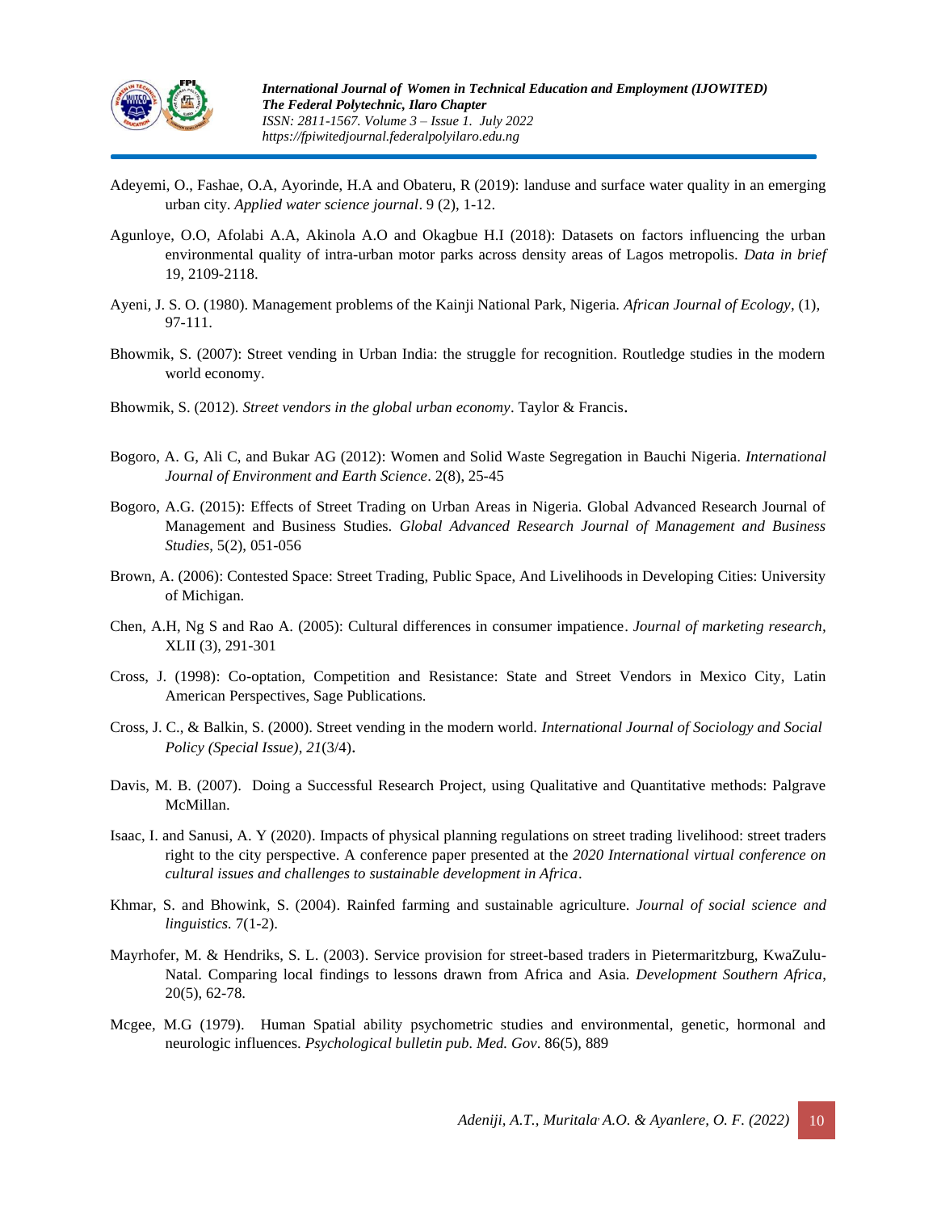Adeyemi, O., Fashae, O.A, Ayorinde, H.A and Obateru, R (2019): landuse and surface water quality in an emerging urban city. *Applied water science journal*. 9 (2), 1-12.

Agunloye, O.O, Afolabi A.A, Akinola A.O and Okagbue H.I (2018): Datasets on factors influencing the urban environmental quality of intra-urban motor parks across density areas of Lagos metropolis. *Data in brief* 19, 2109-2118.

Ayeni, J. S. O. (1980). Management problems of the Kainji National Park, Nigeria. *African Journal of Ecology*, (1), 97-111.

Bhowmik, S. (2007): Street vending in Urban India: the struggle for recognition. Routledge studies in the modern world economy.

Bhowmik, S. (2012). *Street vendors in the global urban economy*. Taylor & Francis.

Bogoro, A. G, Ali C, and Bukar AG (2012): Women and Solid Waste Segregation in Bauchi Nigeria. *International Journal of Environment and Earth Science*. 2(8), 25-45

Bogoro, A.G. (2015): Effects of Street Trading on Urban Areas in Nigeria. Global Advanced Research Journal of Management and Business Studies. *Global Advanced Research Journal of Management and Business Studies*, 5(2), 051-056

Brown, A. (2006): Contested Space: Street Trading, Public Space, And Livelihoods in Developing Cities: University of Michigan.

Chen, A.H, Ng S and Rao A. (2005): Cultural differences in consumer impatience. *Journal of marketing research*, XLII (3), 291-301

Cross, J. (1998): Co-optation, Competition and Resistance: State and Street Vendors in Mexico City, Latin American Perspectives, Sage Publications.

Cross, J. C., & Balkin, S. (2000). Street vending in the modern world. *International Journal of Sociology and Social Policy (Special Issue), 21*(3/4).

Davis, M. B. (2007). Doing a Successful Research Project, using Qualitative and Quantitative methods: Palgrave McMillan.

Isaac, I. and Sanusi, A. Y (2020). Impacts of physical planning regulations on street trading livelihood: street traders right to the city perspective. A conference paper presented at the *2020 International virtual conference on cultural issues and challenges to sustainable development in Africa*.

Khmar, S. and Bhowink, S. (2004). Rainfed farming and sustainable agriculture. *Journal of social science and linguistics.* 7(1-2).

Mayrhofer, M. & Hendriks, S. L. (2003). Service provision for street-based traders in Pietermaritzburg, KwaZulu-Natal. Comparing local findings to lessons drawn from Africa and Asia. *Development Southern Africa*, 20(5), 62-78.

Mcgee, M.G (1979). Human Spatial ability psychometric studies and environmental, genetic, hormonal and neurologic influences. *Psychological bulletin pub. Med. Gov*. 86(5), 889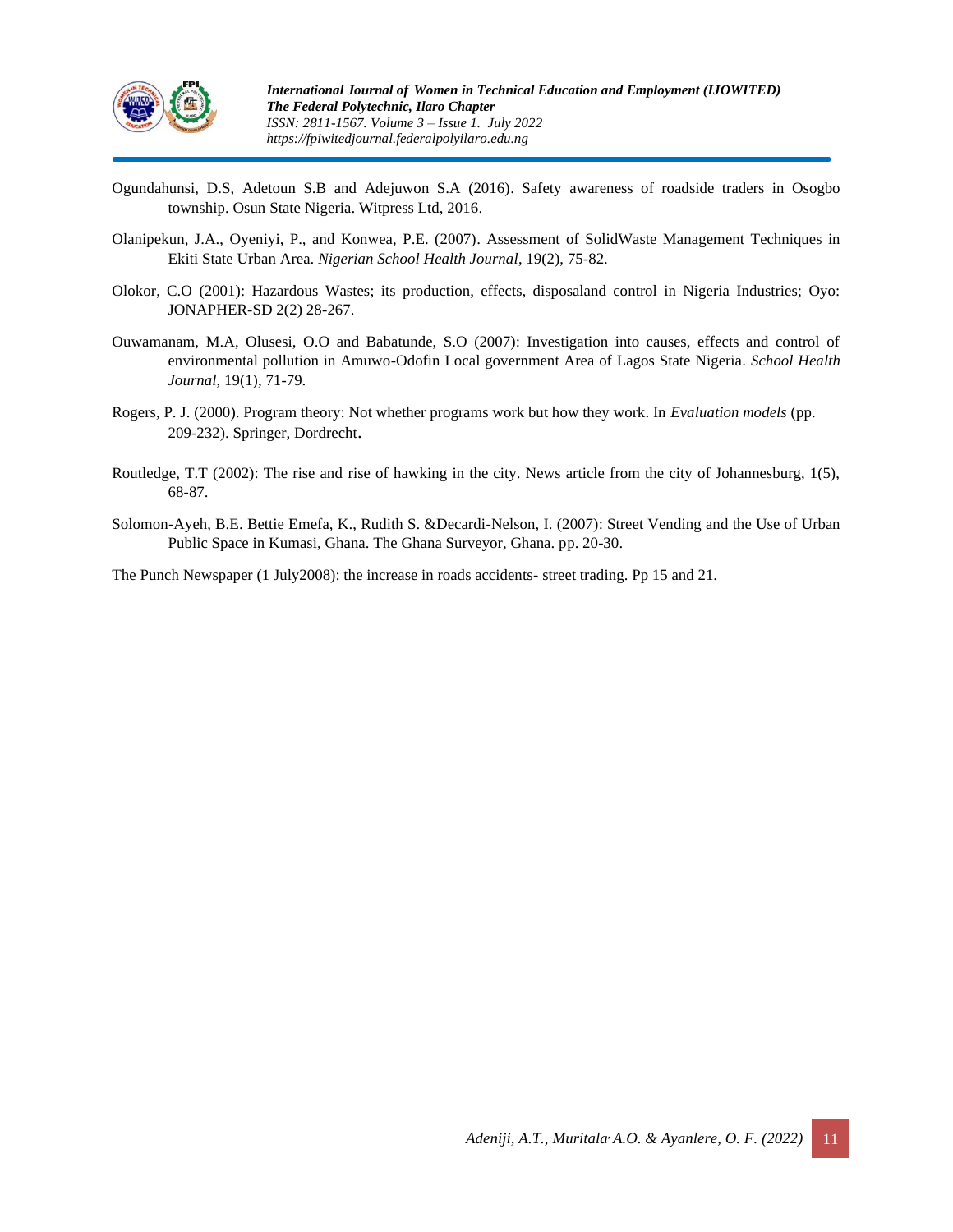Ogundahunsi, D.S, Adetoun S.B and Adejuwon S.A (2016). Safety awareness of roadside traders in Osogbo township. Osun State Nigeria. Witpress Ltd, 2016.

Olanipekun, J.A., Oyeniyi, P., and Konwea, P.E. (2007). Assessment of SolidWaste Management Techniques in Ekiti State Urban Area. *Nigerian School Health Journal*, 19(2), 75-82.

Olokor, C.O (2001): Hazardous Wastes; its production, effects, disposaland control in Nigeria Industries; Oyo: JONAPHER-SD 2(2) 28-267.

Ouwamanam, M.A, Olusesi, O.O and Babatunde, S.O (2007): Investigation into causes, effects and control of environmental pollution in Amuwo-Odofin Local government Area of Lagos State Nigeria. *School Health Journal*, 19(1), 71-79.

Rogers, P. J. (2000). Program theory: Not whether programs work but how they work. In *Evaluation models* (pp. 209-232). Springer, Dordrecht.

Routledge, T.T (2002): The rise and rise of hawking in the city. News article from the city of Johannesburg, 1(5), 68-87.

Solomon-Ayeh, B.E. Bettie Emefa, K., Rudith S. &Decardi-Nelson, I. (2007): Street Vending and the Use of Urban Public Space in Kumasi, Ghana. The Ghana Surveyor, Ghana. pp. 20-30.

The Punch Newspaper (1 July2008): the increase in roads accidents- street trading. Pp 15 and 21.